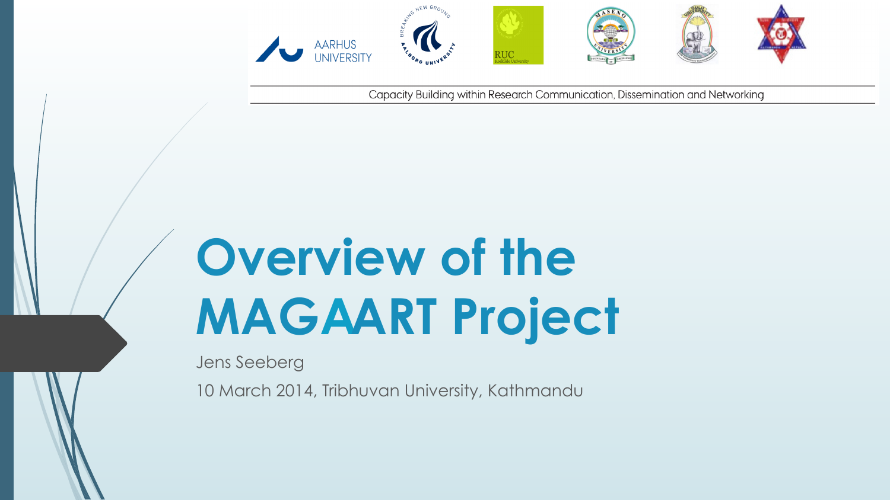AARHUS UNIVERSITY

Capacity Building within Research Communication, Dissemination and Networking

# Overview of the MAGAART Project

Jens Seeberg

10 March 2014, Tribhuvan University, Kathmandu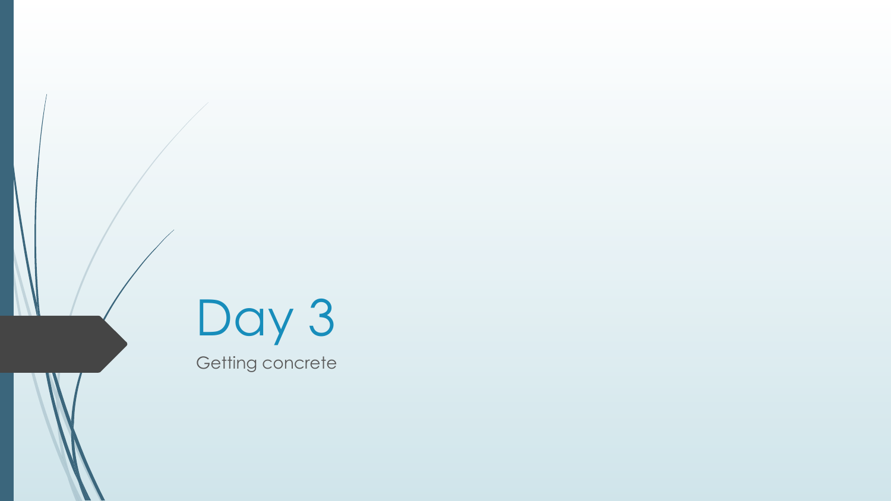# Day 3

Getting concrete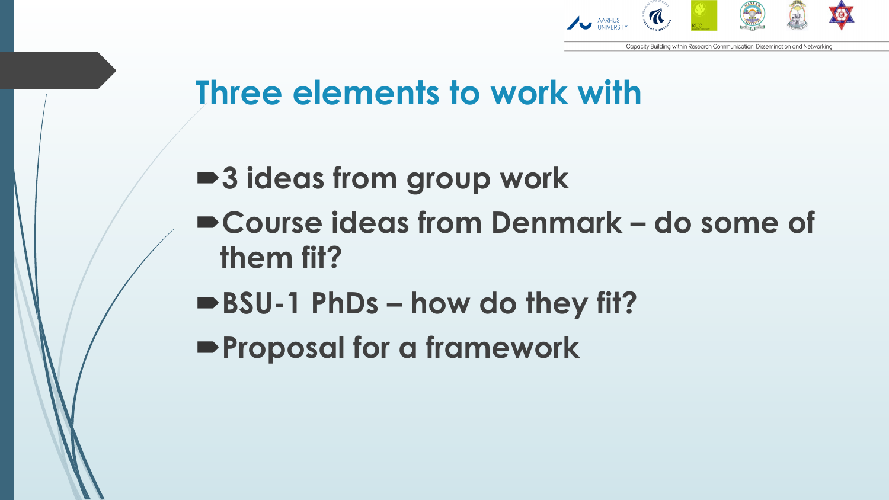# Three elements to work with

- 3 ideas from group work
- Course ideas from Denmark – do some of them fit?
- BSU-1 PhDs – how do they fit?
- Proposal for a framework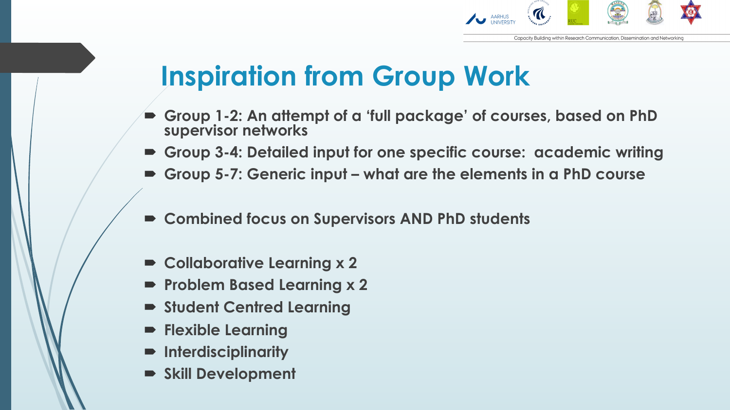# Inspiration from Group Work

- Group 1-2: An attempt of a 'full package' of courses, based on PhD supervisor networks
- Group 3-4: Detailed input for one specific course: academic writing
- Group 5-7: Generic input – what are the elements in a PhD course

- Combined focus on Supervisors AND PhD students

- Collaborative Learning x 2
- Problem Based Learning x 2
- Student Centred Learning
- Flexible Learning
- Interdisciplinarity
- Skill Development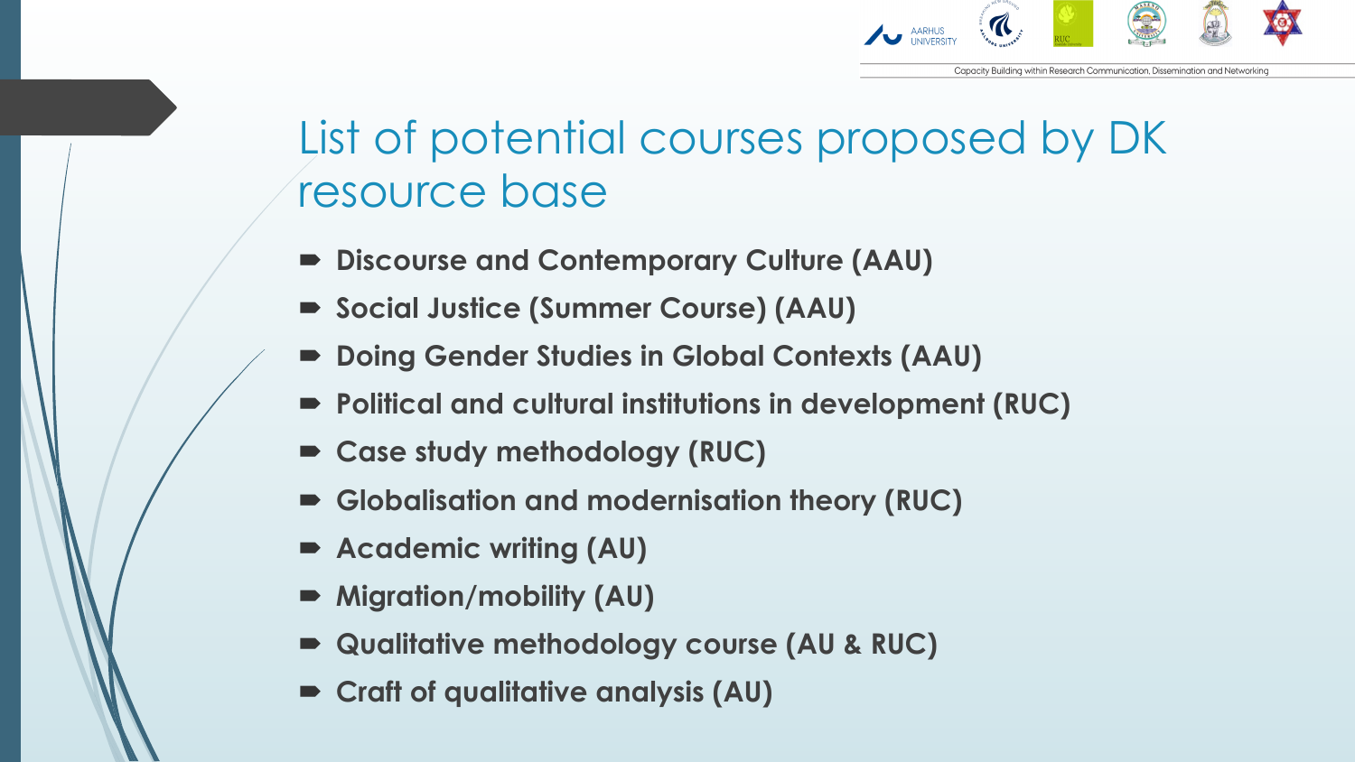# List of potential courses proposed by DK resource base

- **Discourse and Contemporary Culture (AAU)**
- **Social Justice (Summer Course) (AAU)**
- **Doing Gender Studies in Global Contexts (AAU)**
- **Political and cultural institutions in development (RUC)**
- **Case study methodology (RUC)**
- **Globalisation and modernisation theory (RUC)**
- **Academic writing (AU)**
- **Migration/mobility (AU)**
- **Qualitative methodology course (AU & RUC)**
- **Craft of qualitative analysis (AU)**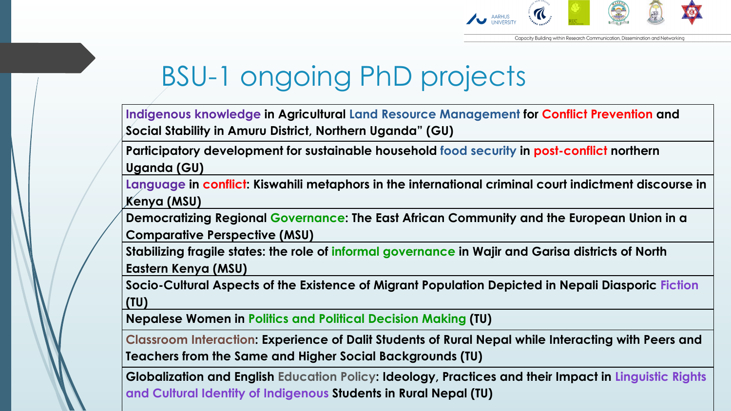# BSU-1 ongoing PhD projects

| |
|---|
| **Indigenous knowledge in Agricultural Land Resource Management for Conflict Prevention and Social Stability in Amuru District, Northern Uganda" (GU)** |
| **Participatory development for sustainable household food security in post-conflict northern Uganda (GU)** |
| **Language in conflict: Kiswahili metaphors in the international criminal court indictment discourse in Kenya (MSU)** |
| **Democratizing Regional Governance: The East African Community and the European Union in a Comparative Perspective (MSU)** |
| **Stabilizing fragile states: the role of informal governance in Wajir and Garisa districts of North Eastern Kenya (MSU)** |
| **Socio-Cultural Aspects of the Existence of Migrant Population Depicted in Nepali Diasporic Fiction (TU)** |
| **Nepalese Women in Politics and Political Decision Making (TU)** |
| **Classroom Interaction: Experience of Dalit Students of Rural Nepal while Interacting with Peers and Teachers from the Same and Higher Social Backgrounds (TU)** |
| **Globalization and English Education Policy: Ideology, Practices and their Impact in Linguistic Rights and Cultural Identity of Indigenous Students in Rural Nepal (TU)** |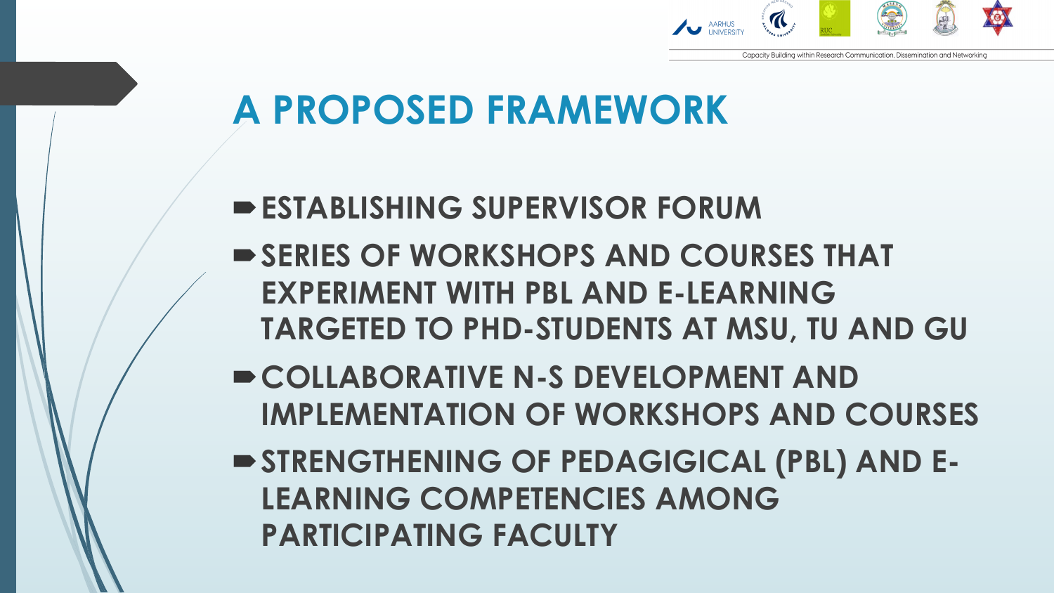# A PROPOSED FRAMEWORK

- ESTABLISHING SUPERVISOR FORUM
- SERIES OF WORKSHOPS AND COURSES THAT EXPERIMENT WITH PBL AND E-LEARNING TARGETED TO PHD-STUDENTS AT MSU, TU AND GU
- COLLABORATIVE N-S DEVELOPMENT AND IMPLEMENTATION OF WORKSHOPS AND COURSES
- STRENGTHENING OF PEDAGIGICAL (PBL) AND E-LEARNING COMPETENCIES AMONG PARTICIPATING FACULTY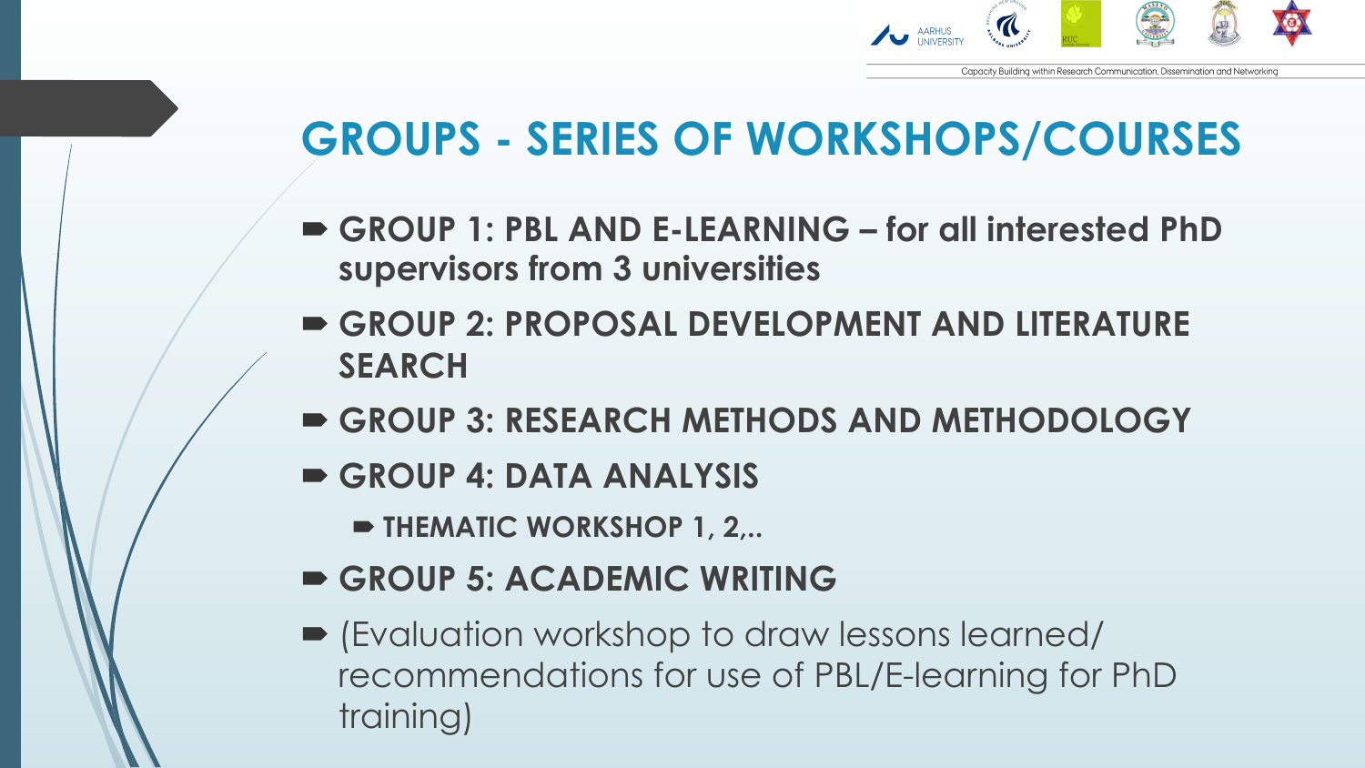# GROUPS - SERIES OF WORKSHOPS/COURSES

- **GROUP 1: PBL AND E-LEARNING – for all interested PhD supervisors from 3 universities**
- **GROUP 2: PROPOSAL DEVELOPMENT AND LITERATURE SEARCH**
- **GROUP 3: RESEARCH METHODS AND METHODOLOGY**
- **GROUP 4: DATA ANALYSIS**
  - **THEMATIC WORKSHOP 1, 2,..**
- **GROUP 5: ACADEMIC WRITING**
- (Evaluation workshop to draw lessons learned/ recommendations for use of PBL/E-learning for PhD training)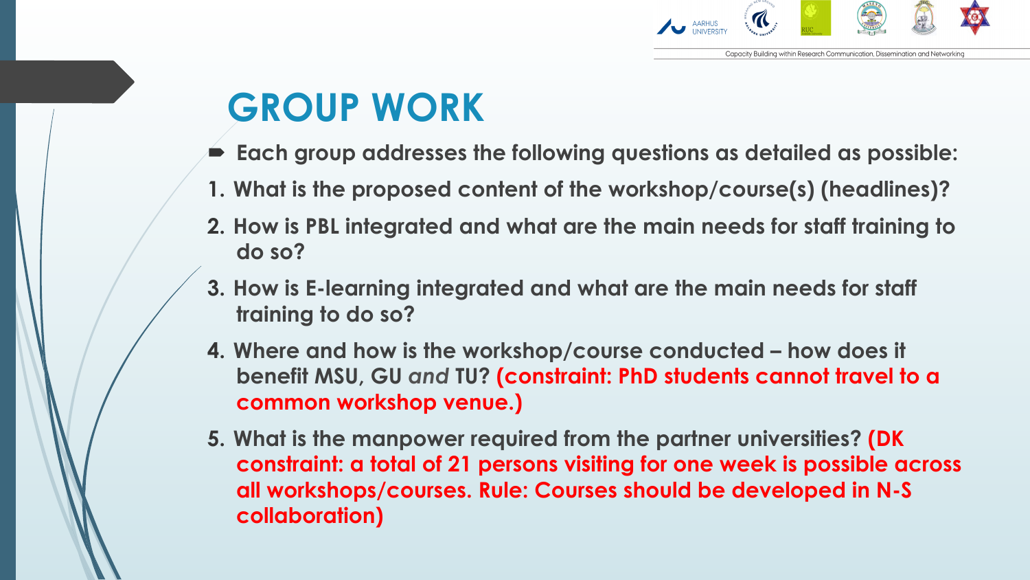# GROUP WORK

- **Each group addresses the following questions as detailed as possible:**

1. **What is the proposed content of the workshop/course(s) (headlines)?**
2. **How is PBL integrated and what are the main needs for staff training to do so?**
3. **How is E-learning integrated and what are the main needs for staff training to do so?**
4. **Where and how is the workshop/course conducted – how does it benefit MSU, GU *and* TU? (constraint: PhD students cannot travel to a common workshop venue.)**
5. **What is the manpower required from the partner universities? (DK constraint: a total of 21 persons visiting for one week is possible across all workshops/courses. Rule: Courses should be developed in N-S collaboration)**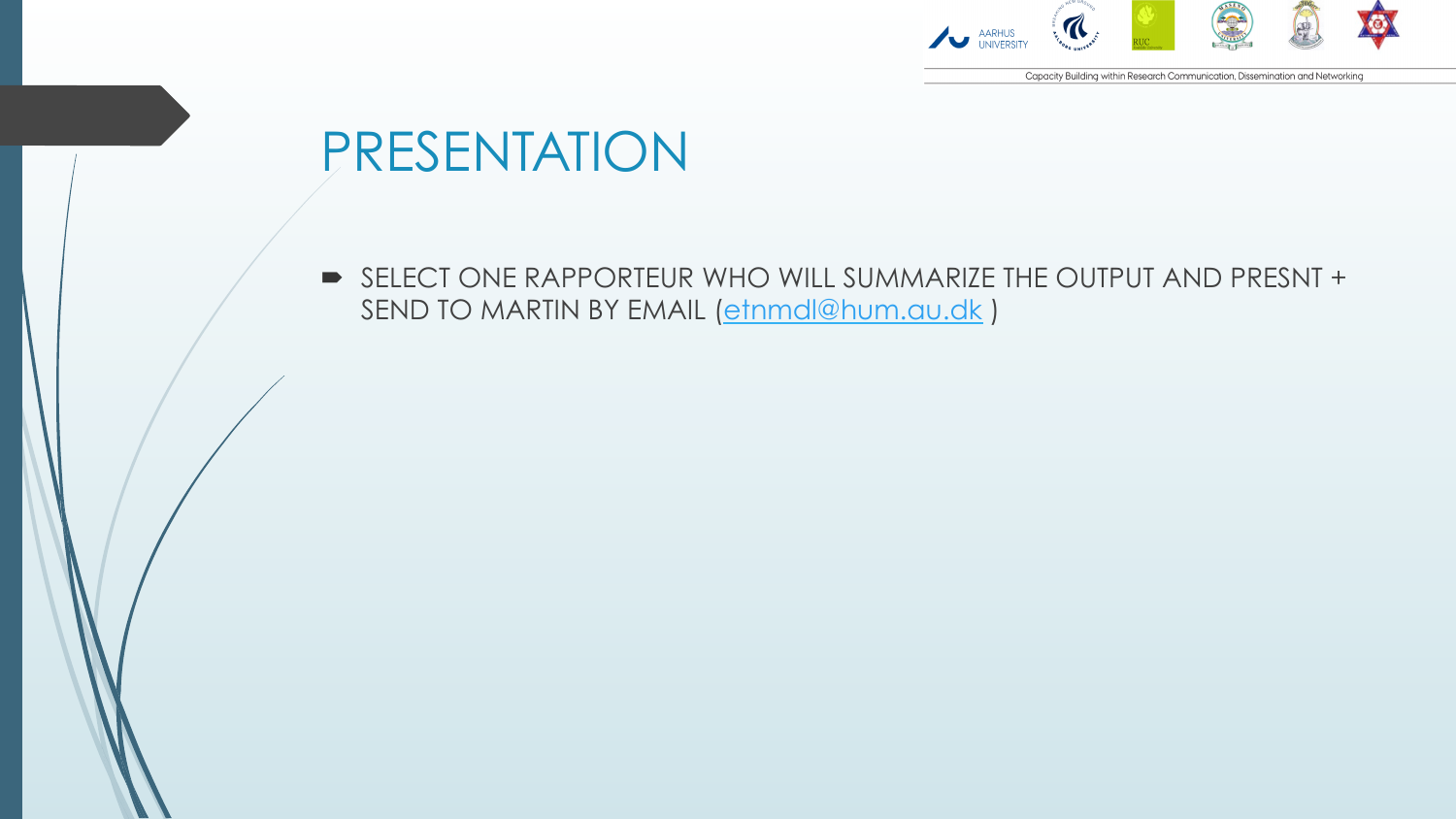# PRESENTATION

- SELECT ONE RAPPORTEUR WHO WILL SUMMARIZE THE OUTPUT AND PRESNT + SEND TO MARTIN BY EMAIL (etnmdl@hum.au.dk )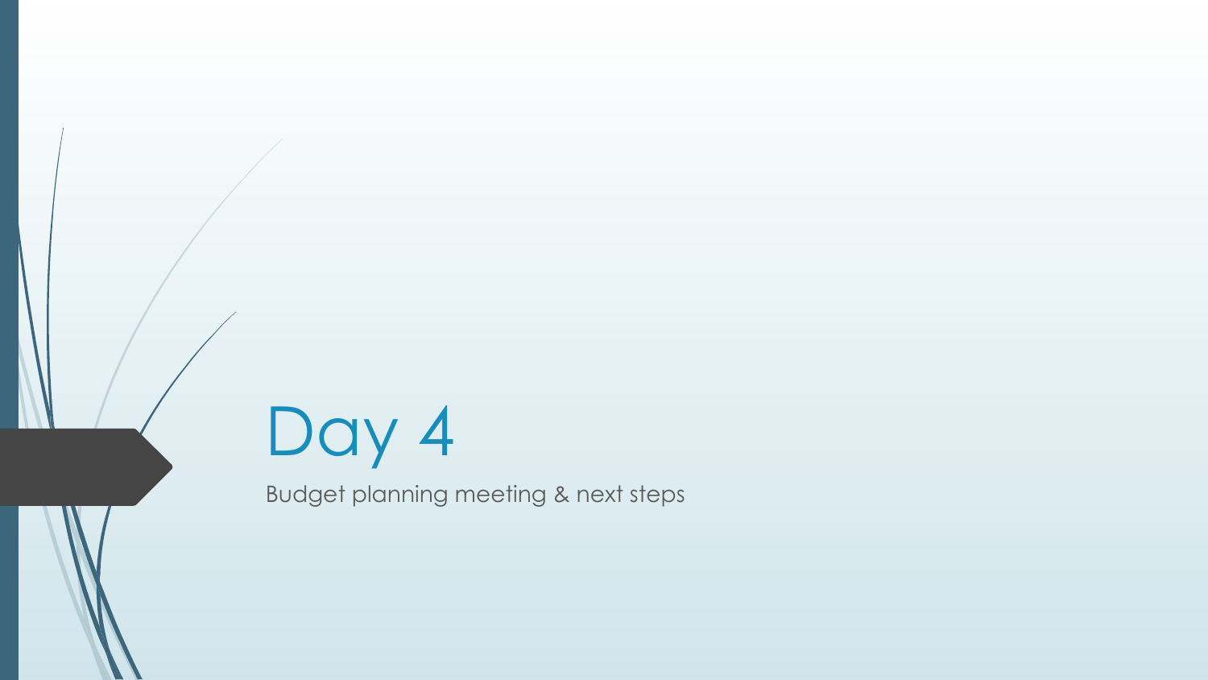# Day 4

Budget planning meeting & next steps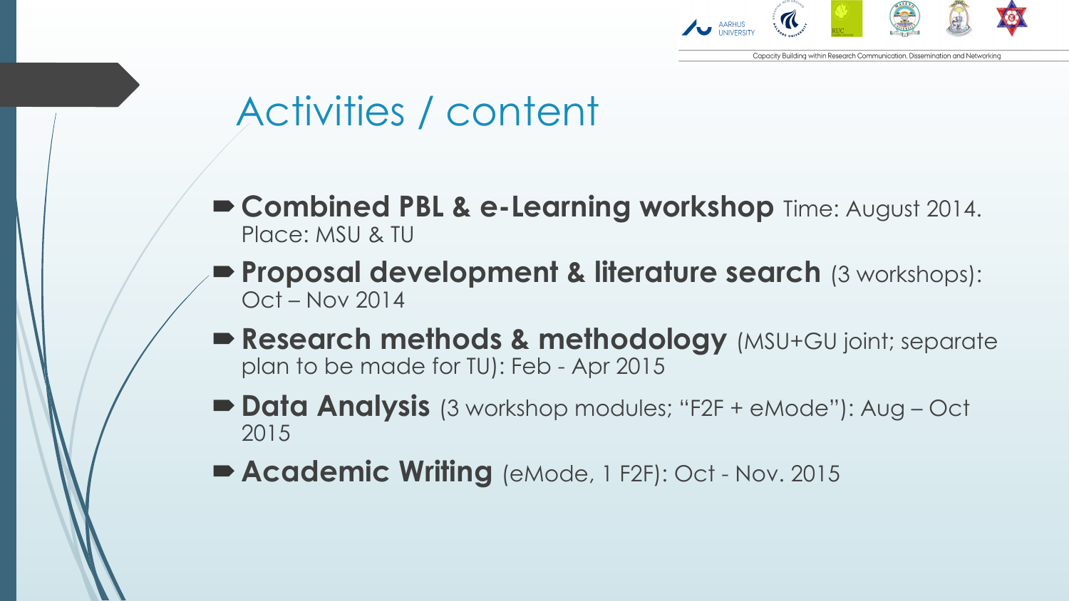# Activities / content

- **Combined PBL & e-Learning workshop** Time: August 2014. Place: MSU & TU
- **Proposal development & literature search** (3 workshops): Oct – Nov 2014
- **Research methods & methodology** (MSU+GU joint; separate plan to be made for TU): Feb - Apr 2015
- **Data Analysis** (3 workshop modules; "F2F + eMode"): Aug – Oct 2015
- **Academic Writing** (eMode, 1 F2F): Oct - Nov. 2015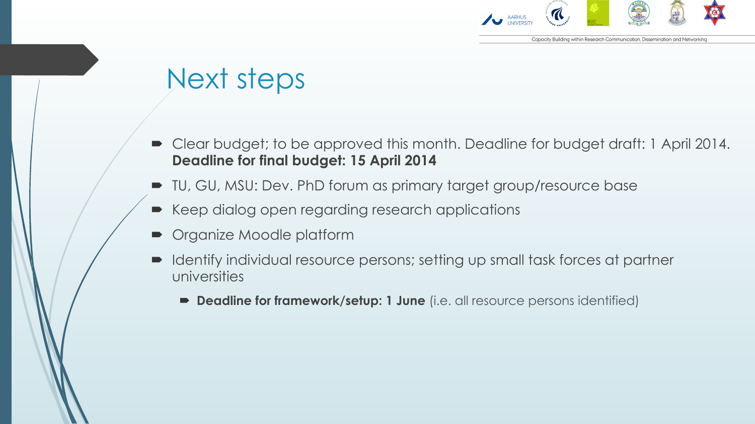# Next steps

- Clear budget; to be approved this month. Deadline for budget draft: 1 April 2014. **Deadline for final budget: 15 April 2014**
- TU, GU, MSU: Dev. PhD forum as primary target group/resource base
- Keep dialog open regarding research applications
- Organize Moodle platform
- Identify individual resource persons; setting up small task forces at partner universities
  - **Deadline for framework/setup: 1 June** (i.e. all resource persons identified)